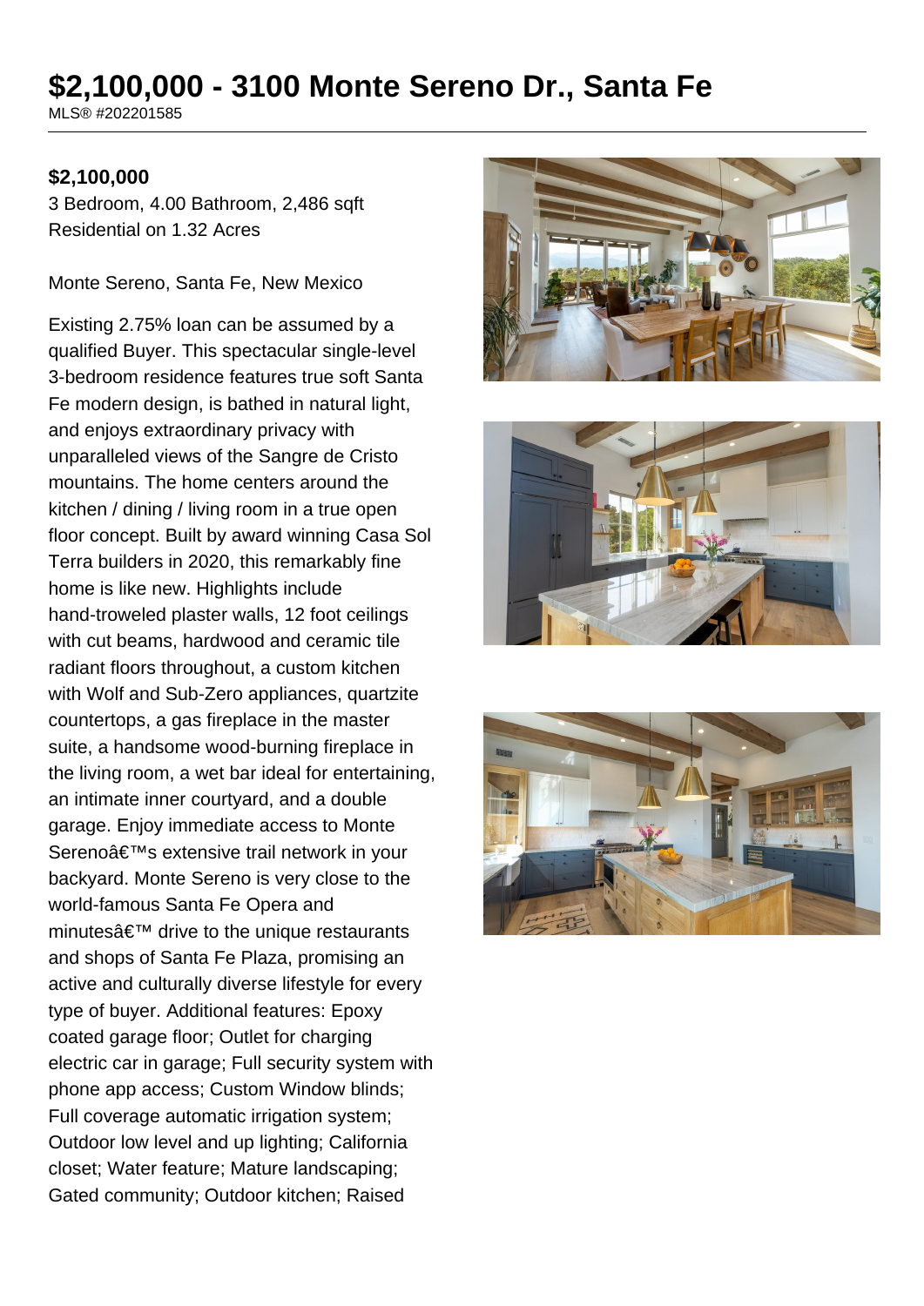# $2,100,000 - 3100 Monte Sereno Dr., Santa Fe

MLS® #202201585

**$2,100,000**

3 Bedroom, 4.00 Bathroom, 2,486 sqft
Residential on 1.32 Acres

Monte Sereno, Santa Fe, New Mexico

Existing 2.75% loan can be assumed by a qualified Buyer. This spectacular single-level 3-bedroom residence features true soft Santa Fe modern design, is bathed in natural light, and enjoys extraordinary privacy with unparalleled views of the Sangre de Cristo mountains. The home centers around the kitchen / dining / living room in a true open floor concept. Built by award winning Casa Sol Terra builders in 2020, this remarkably fine home is like new. Highlights include hand-troweled plaster walls, 12 foot ceilings with cut beams, hardwood and ceramic tile radiant floors throughout, a custom kitchen with Wolf and Sub-Zero appliances, quartzite countertops, a gas fireplace in the master suite, a handsome wood-burning fireplace in the living room, a wet bar ideal for entertaining, an intimate inner courtyard, and a double garage. Enjoy immediate access to Monte Serenoâ€™s extensive trail network in your backyard. Monte Sereno is very close to the world-famous Santa Fe Opera and minutesâ€™ drive to the unique restaurants and shops of Santa Fe Plaza, promising an active and culturally diverse lifestyle for every type of buyer. Additional features: Epoxy coated garage floor; Outlet for charging electric car in garage; Full security system with phone app access; Custom Window blinds; Full coverage automatic irrigation system; Outdoor low level and up lighting; California closet; Water feature; Mature landscaping; Gated community; Outdoor kitchen; Raised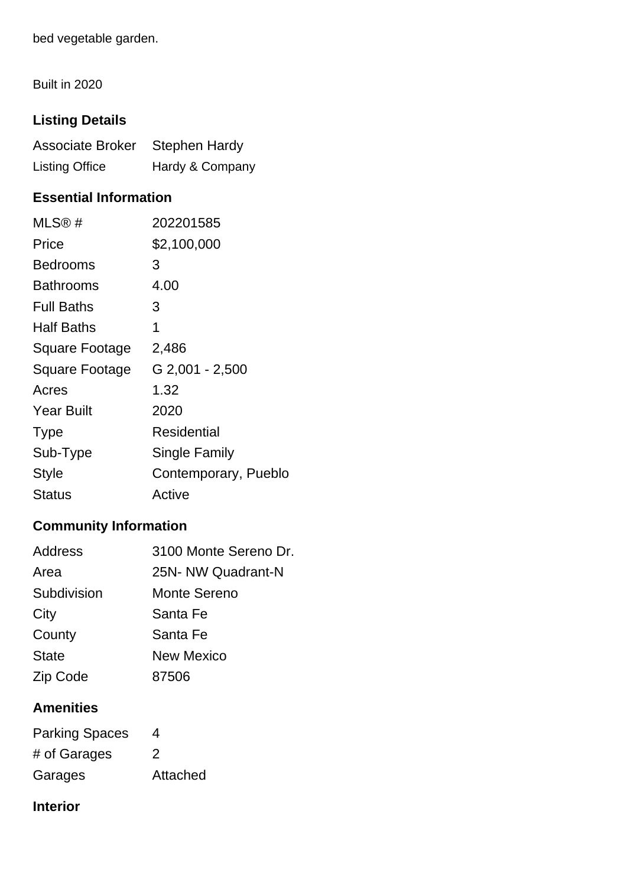bed vegetable garden.

Built in 2020

### Listing Details

| | |
|---|---|
| Associate Broker | Stephen Hardy |
| Listing Office | Hardy & Company |

### Essential Information

| | |
|---|---|
| MLS® # | 202201585 |
| Price | $2,100,000 |
| Bedrooms | 3 |
| Bathrooms | 4.00 |
| Full Baths | 3 |
| Half Baths | 1 |
| Square Footage | 2,486 |
| Square Footage | G 2,001 - 2,500 |
| Acres | 1.32 |
| Year Built | 2020 |
| Type | Residential |
| Sub-Type | Single Family |
| Style | Contemporary, Pueblo |
| Status | Active |

### Community Information

| | |
|---|---|
| Address | 3100 Monte Sereno Dr. |
| Area | 25N- NW Quadrant-N |
| Subdivision | Monte Sereno |
| City | Santa Fe |
| County | Santa Fe |
| State | New Mexico |
| Zip Code | 87506 |

### Amenities

| | |
|---|---|
| Parking Spaces | 4 |
| # of Garages | 2 |
| Garages | Attached |

### Interior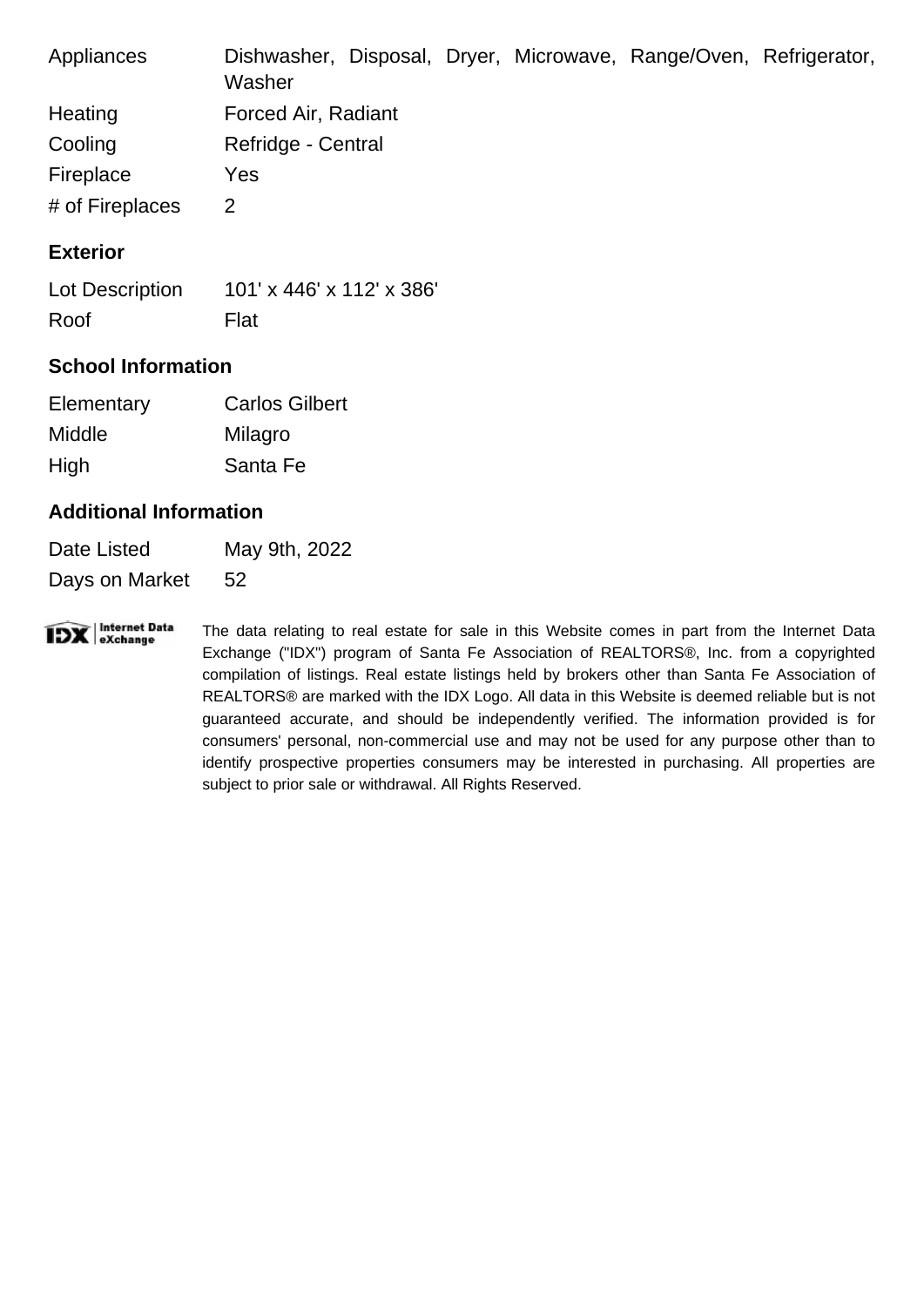| | |
|---|---|
| Appliances | Dishwasher, Disposal, Dryer, Microwave, Range/Oven, Refrigerator, Washer |
| Heating | Forced Air, Radiant |
| Cooling | Refridge - Central |
| Fireplace | Yes |
| # of Fireplaces | 2 |

### Exterior

| | |
|---|---|
| Lot Description | 101' x 446' x 112' x 386' |
| Roof | Flat |

### School Information

| | |
|---|---|
| Elementary | Carlos Gilbert |
| Middle | Milagro |
| High | Santa Fe |

### Additional Information

| | |
|---|---|
| Date Listed | May 9th, 2022 |
| Days on Market | 52 |

IDX Internet Data eXchange

The data relating to real estate for sale in this Website comes in part from the Internet Data Exchange ("IDX") program of Santa Fe Association of REALTORS®, Inc. from a copyrighted compilation of listings. Real estate listings held by brokers other than Santa Fe Association of REALTORS® are marked with the IDX Logo. All data in this Website is deemed reliable but is not guaranteed accurate, and should be independently verified. The information provided is for consumers' personal, non-commercial use and may not be used for any purpose other than to identify prospective properties consumers may be interested in purchasing. All properties are subject to prior sale or withdrawal. All Rights Reserved.